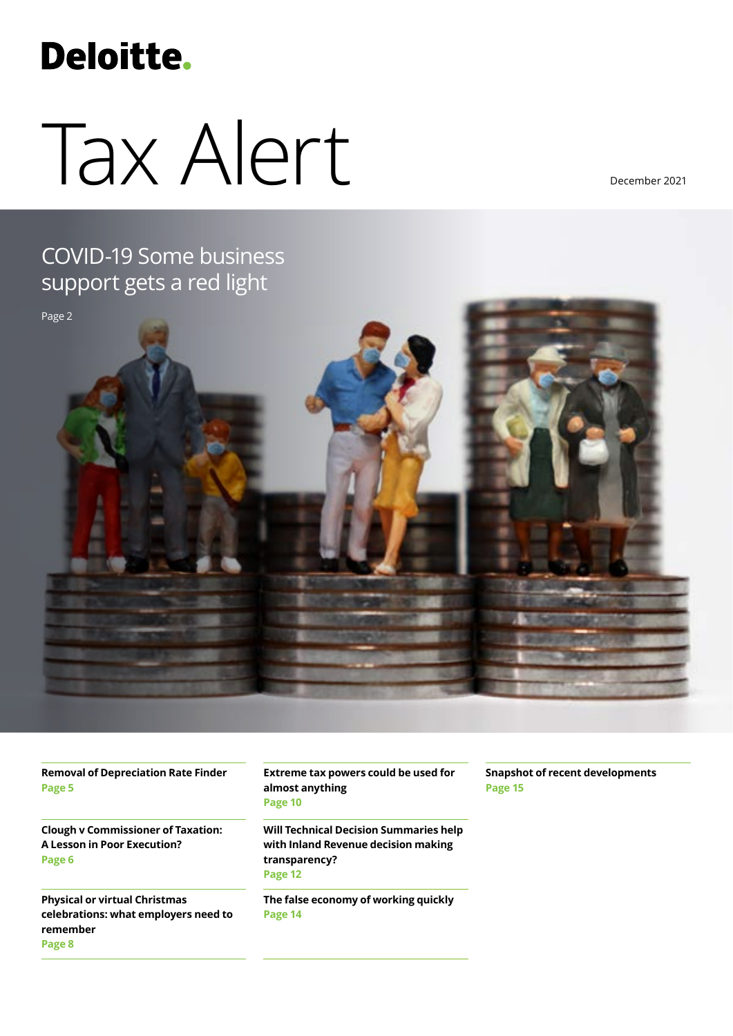Deloitte.

# Tax Alert

December 2021

## COVID-19 Some business support gets a red light

Page 2

**Removal of Depreciation Rate Finder**
**Page 5**

**Clough v Commissioner of Taxation: A Lesson in Poor Execution?**
**Page 6**

**Physical or virtual Christmas celebrations: what employers need to remember**
**Page 8**

**Extreme tax powers could be used for almost anything**
**Page 10**

**Will Technical Decision Summaries help with Inland Revenue decision making transparency?**
**Page 12**

**The false economy of working quickly**
**Page 14**

**Snapshot of recent developments**
**Page 15**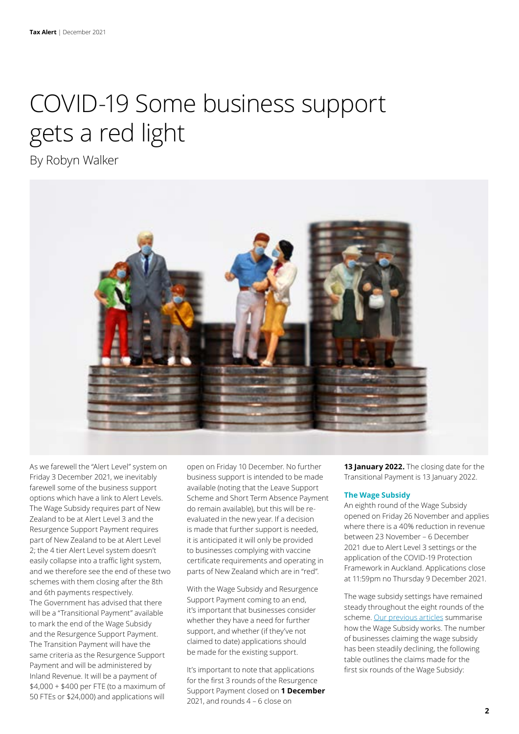// COVID-19 Some business support gets a red light

By Robyn Walker

As we farewell the "Alert Level" system on Friday 3 December 2021, we inevitably farewell some of the business support options which have a link to Alert Levels. The Wage Subsidy requires part of New Zealand to be at Alert Level 3 and the Resurgence Support Payment requires part of New Zealand to be at Alert Level 2; the 4 tier Alert Level system doesn't easily collapse into a traffic light system, and we therefore see the end of these two schemes with them closing after the 8th and 6th payments respectively.

The Government has advised that there will be a "Transitional Payment" available to mark the end of the Wage Subsidy and the Resurgence Support Payment. The Transition Payment will have the same criteria as the Resurgence Support Payment and will be administered by Inland Revenue. It will be a payment of $4,000 + $400 per FTE (to a maximum of 50 FTEs or $24,000) and applications will open on Friday 10 December. No further business support is intended to be made available (noting that the Leave Support Scheme and Short Term Absence Payment do remain available), but this will be re-evaluated in the new year. If a decision is made that further support is needed, it is anticipated it will only be provided to businesses complying with vaccine certificate requirements and operating in parts of New Zealand which are in "red".

With the Wage Subsidy and Resurgence Support Payment coming to an end, it's important that businesses consider whether they have a need for further support, and whether (if they've not claimed to date) applications should be made for the existing support.

It's important to note that applications for the first 3 rounds of the Resurgence Support Payment closed on **1 December** 2021, and rounds 4 – 6 close on **13 January 2022.** The closing date for the Transitional Payment is 13 January 2022.

## The Wage Subsidy

An eighth round of the Wage Subsidy opened on Friday 26 November and applies where there is a 40% reduction in revenue between 23 November – 6 December 2021 due to Alert Level 3 settings or the application of the COVID-19 Protection Framework in Auckland. Applications close at 11:59pm no Thursday 9 December 2021.

The wage subsidy settings have remained steady throughout the eight rounds of the scheme. [Our previous articles] summarise how the Wage Subsidy works. The number of businesses claiming the wage subsidy has been steadily declining, the following table outlines the claims made for the first six rounds of the Wage Subsidy: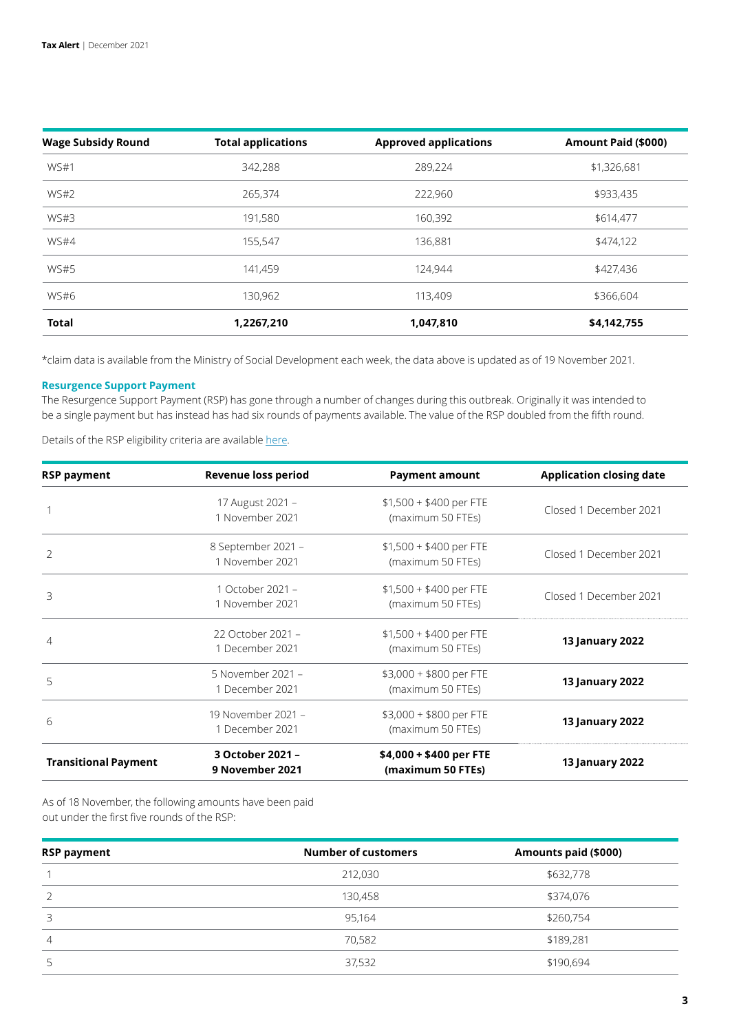| Wage Subsidy Round | Total applications | Approved applications | Amount Paid ($000) |
|---|---|---|---|
| WS#1 | 342,288 | 289,224 | $1,326,681 |
| WS#2 | 265,374 | 222,960 | $933,435 |
| WS#3 | 191,580 | 160,392 | $614,477 |
| WS#4 | 155,547 | 136,881 | $474,122 |
| WS#5 | 141,459 | 124,944 | $427,436 |
| WS#6 | 130,962 | 113,409 | $366,604 |
| **Total** | **1,2267,210** | **1,047,810** | **$4,142,755** |

*claim data is available from the Ministry of Social Development each week, the data above is updated as of 19 November 2021.

### Resurgence Support Payment

The Resurgence Support Payment (RSP) has gone through a number of changes during this outbreak. Originally it was intended to be a single payment but has instead has had six rounds of payments available. The value of the RSP doubled from the fifth round.

Details of the RSP eligibility criteria are available [here](here).

| RSP payment | Revenue loss period | Payment amount | Application closing date |
|---|---|---|---|
| 1 | 17 August 2021 – 1 November 2021 | $1,500 + $400 per FTE (maximum 50 FTEs) | Closed 1 December 2021 |
| 2 | 8 September 2021 – 1 November 2021 | $1,500 + $400 per FTE (maximum 50 FTEs) | Closed 1 December 2021 |
| 3 | 1 October 2021 – 1 November 2021 | $1,500 + $400 per FTE (maximum 50 FTEs) | Closed 1 December 2021 |
| 4 | 22 October 2021 – 1 December 2021 | $1,500 + $400 per FTE (maximum 50 FTEs) | **13 January 2022** |
| 5 | 5 November 2021 – 1 December 2021 | $3,000 + $800 per FTE (maximum 50 FTEs) | **13 January 2022** |
| 6 | 19 November 2021 – 1 December 2021 | $3,000 + $800 per FTE (maximum 50 FTEs) | **13 January 2022** |
| **Transitional Payment** | **3 October 2021 – 9 November 2021** | **$4,000 + $400 per FTE (maximum 50 FTEs)** | **13 January 2022** |

As of 18 November, the following amounts have been paid out under the first five rounds of the RSP:

| RSP payment | Number of customers | Amounts paid ($000) |
|---|---|---|
| 1 | 212,030 | $632,778 |
| 2 | 130,458 | $374,076 |
| 3 | 95,164 | $260,754 |
| 4 | 70,582 | $189,281 |
| 5 | 37,532 | $190,694 |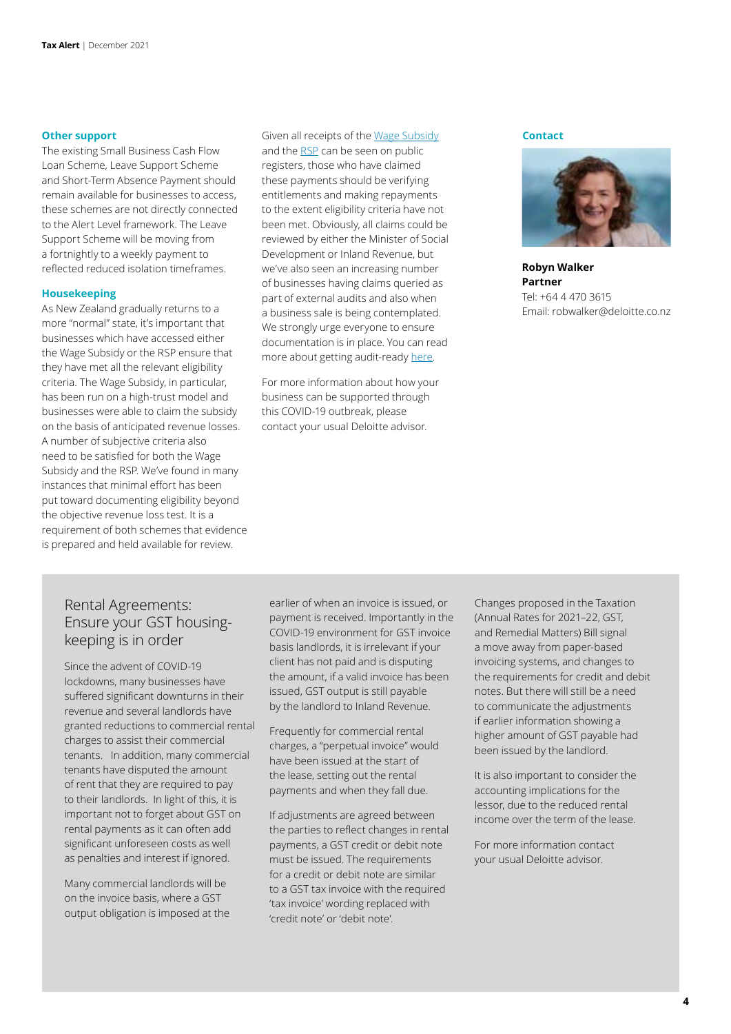### Other support

The existing Small Business Cash Flow Loan Scheme, Leave Support Scheme and Short-Term Absence Payment should remain available for businesses to access, these schemes are not directly connected to the Alert Level framework. The Leave Support Scheme will be moving from a fortnightly to a weekly payment to reflected reduced isolation timeframes.

### Housekeeping

As New Zealand gradually returns to a more "normal" state, it's important that businesses which have accessed either the Wage Subsidy or the RSP ensure that they have met all the relevant eligibility criteria. The Wage Subsidy, in particular, has been run on a high-trust model and businesses were able to claim the subsidy on the basis of anticipated revenue losses. A number of subjective criteria also need to be satisfied for both the Wage Subsidy and the RSP. We've found in many instances that minimal effort has been put toward documenting eligibility beyond the objective revenue loss test. It is a requirement of both schemes that evidence is prepared and held available for review.

Given all receipts of the Wage Subsidy and the RSP can be seen on public registers, those who have claimed these payments should be verifying entitlements and making repayments to the extent eligibility criteria have not been met. Obviously, all claims could be reviewed by either the Minister of Social Development or Inland Revenue, but we've also seen an increasing number of businesses having claims queried as part of external audits and also when a business sale is being contemplated. We strongly urge everyone to ensure documentation is in place. You can read more about getting audit-ready here.

For more information about how your business can be supported through this COVID-19 outbreak, please contact your usual Deloitte advisor.

### Contact

**Robyn Walker**
**Partner**
Tel: +64 4 470 3615
Email: robwalker@deloitte.co.nz

## Rental Agreements: Ensure your GST housing-keeping is in order

Since the advent of COVID-19 lockdowns, many businesses have suffered significant downturns in their revenue and several landlords have granted reductions to commercial rental charges to assist their commercial tenants. In addition, many commercial tenants have disputed the amount of rent that they are required to pay to their landlords. In light of this, it is important not to forget about GST on rental payments as it can often add significant unforeseen costs as well as penalties and interest if ignored.

Many commercial landlords will be on the invoice basis, where a GST output obligation is imposed at the earlier of when an invoice is issued, or payment is received. Importantly in the COVID-19 environment for GST invoice basis landlords, it is irrelevant if your client has not paid and is disputing the amount, if a valid invoice has been issued, GST output is still payable by the landlord to Inland Revenue.

Frequently for commercial rental charges, a "perpetual invoice" would have been issued at the start of the lease, setting out the rental payments and when they fall due.

If adjustments are agreed between the parties to reflect changes in rental payments, a GST credit or debit note must be issued. The requirements for a credit or debit note are similar to a GST tax invoice with the required 'tax invoice' wording replaced with 'credit note' or 'debit note'.

Changes proposed in the Taxation (Annual Rates for 2021–22, GST, and Remedial Matters) Bill signal a move away from paper-based invoicing systems, and changes to the requirements for credit and debit notes. But there will still be a need to communicate the adjustments if earlier information showing a higher amount of GST payable had been issued by the landlord.

It is also important to consider the accounting implications for the lessor, due to the reduced rental income over the term of the lease.

For more information contact your usual Deloitte advisor.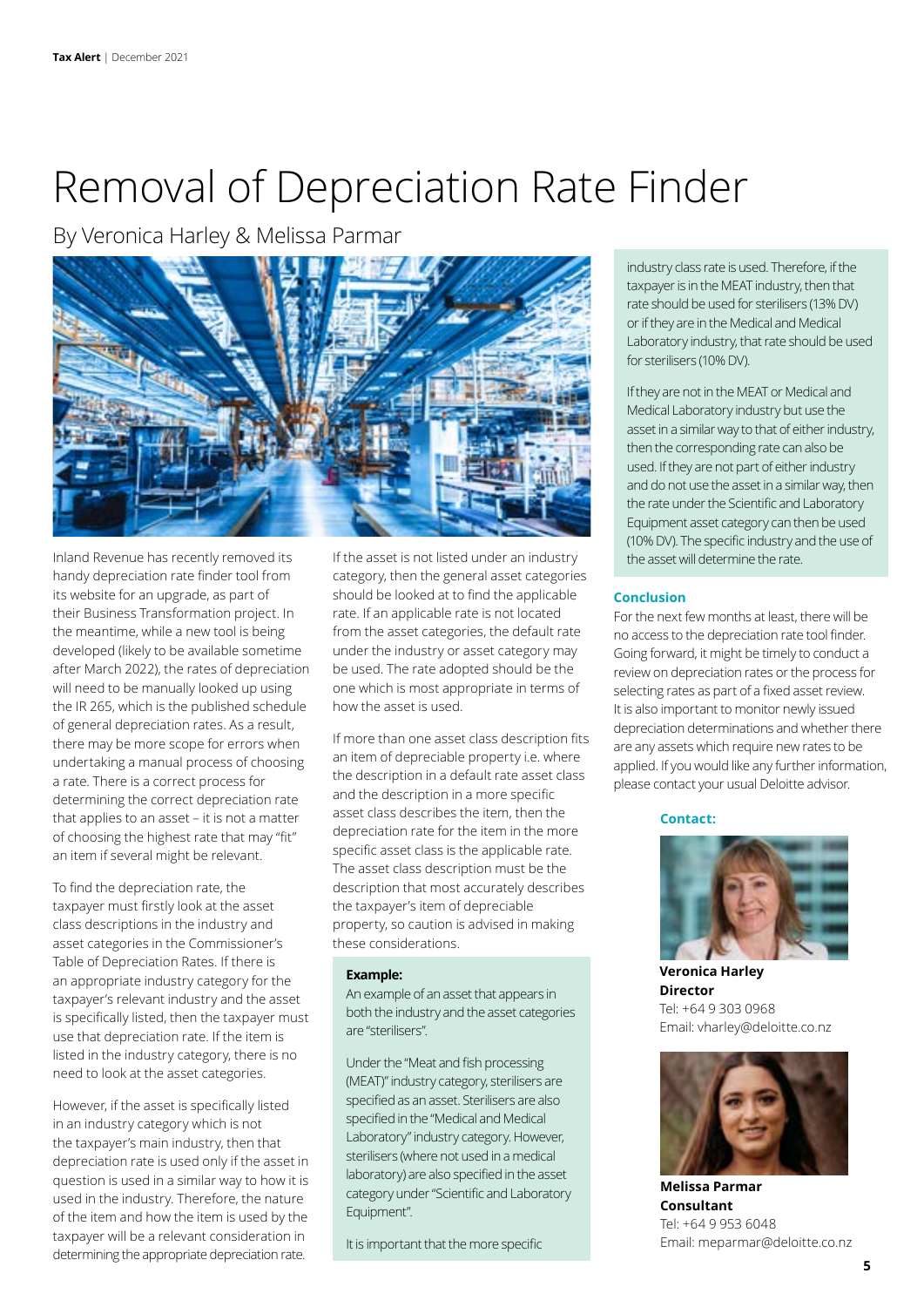# Removal of Depreciation Rate Finder

By Veronica Harley & Melissa Parmar

Inland Revenue has recently removed its handy depreciation rate finder tool from its website for an upgrade, as part of their Business Transformation project. In the meantime, while a new tool is being developed (likely to be available sometime after March 2022), the rates of depreciation will need to be manually looked up using the IR 265, which is the published schedule of general depreciation rates. As a result, there may be more scope for errors when undertaking a manual process of choosing a rate. There is a correct process for determining the correct depreciation rate that applies to an asset – it is not a matter of choosing the highest rate that may "fit" an item if several might be relevant.

To find the depreciation rate, the taxpayer must firstly look at the asset class descriptions in the industry and asset categories in the Commissioner's Table of Depreciation Rates. If there is an appropriate industry category for the taxpayer's relevant industry and the asset is specifically listed, then the taxpayer must use that depreciation rate. If the item is listed in the industry category, there is no need to look at the asset categories.

However, if the asset is specifically listed in an industry category which is not the taxpayer's main industry, then that depreciation rate is used only if the asset in question is used in a similar way to how it is used in the industry. Therefore, the nature of the item and how the item is used by the taxpayer will be a relevant consideration in determining the appropriate depreciation rate.

If the asset is not listed under an industry category, then the general asset categories should be looked at to find the applicable rate. If an applicable rate is not located from the asset categories, the default rate under the industry or asset category may be used. The rate adopted should be the one which is most appropriate in terms of how the asset is used.

If more than one asset class description fits an item of depreciable property i.e. where the description in a default rate asset class and the description in a more specific asset class describes the item, then the depreciation rate for the item in the more specific asset class is the applicable rate. The asset class description must be the description that most accurately describes the taxpayer's item of depreciable property, so caution is advised in making these considerations.

**Example:**

An example of an asset that appears in both the industry and the asset categories are "sterilisers".

Under the "Meat and fish processing (MEAT)" industry category, sterilisers are specified as an asset. Sterilisers are also specified in the "Medical and Medical Laboratory" industry category. However, sterilisers (where not used in a medical laboratory) are also specified in the asset category under "Scientific and Laboratory Equipment".

It is important that the more specific industry class rate is used. Therefore, if the taxpayer is in the MEAT industry, then that rate should be used for sterilisers (13% DV) or if they are in the Medical and Medical Laboratory industry, that rate should be used for sterilisers (10% DV).

If they are not in the MEAT or Medical and Medical Laboratory industry but use the asset in a similar way to that of either industry, then the corresponding rate can also be used. If they are not part of either industry and do not use the asset in a similar way, then the rate under the Scientific and Laboratory Equipment asset category can then be used (10% DV). The specific industry and the use of the asset will determine the rate.

### Conclusion

For the next few months at least, there will be no access to the depreciation rate tool finder. Going forward, it might be timely to conduct a review on depreciation rates or the process for selecting rates as part of a fixed asset review. It is also important to monitor newly issued depreciation determinations and whether there are any assets which require new rates to be applied. If you would like any further information, please contact your usual Deloitte advisor.

### Contact:

**Veronica Harley**
**Director**
Tel: +64 9 303 0968
Email: vharley@deloitte.co.nz

**Melissa Parmar**
**Consultant**
Tel: +64 9 953 6048
Email: meparmar@deloitte.co.nz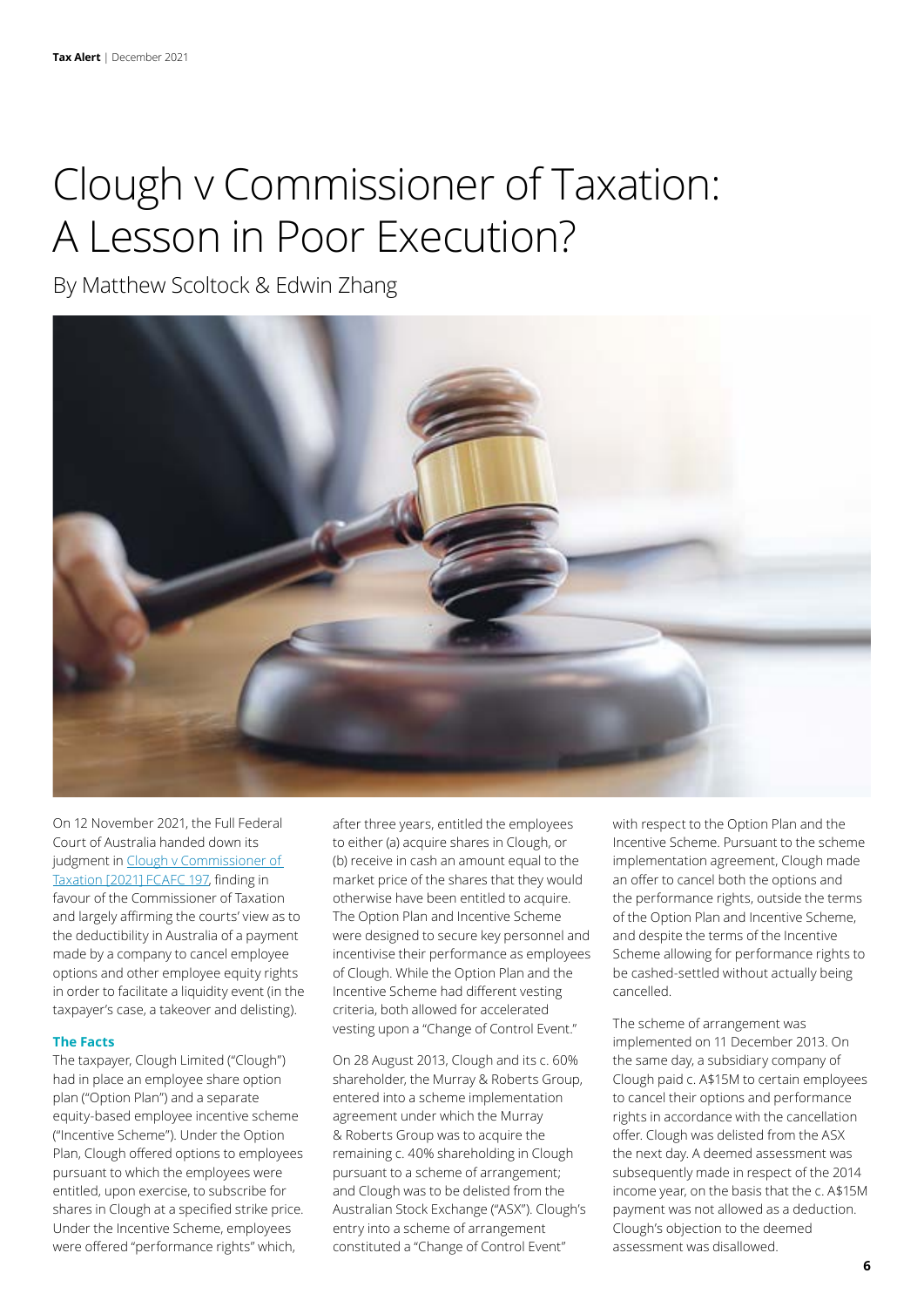# Clough v Commissioner of Taxation: A Lesson in Poor Execution?

By Matthew Scoltock & Edwin Zhang

On 12 November 2021, the Full Federal Court of Australia handed down its judgment in [Clough v Commissioner of Taxation [2021] FCAFC 197](), finding in favour of the Commissioner of Taxation and largely affirming the courts' view as to the deductibility in Australia of a payment made by a company to cancel employee options and other employee equity rights in order to facilitate a liquidity event (in the taxpayer's case, a takeover and delisting).

### The Facts

The taxpayer, Clough Limited ("Clough") had in place an employee share option plan ("Option Plan") and a separate equity-based employee incentive scheme ("Incentive Scheme"). Under the Option Plan, Clough offered options to employees pursuant to which the employees were entitled, upon exercise, to subscribe for shares in Clough at a specified strike price. Under the Incentive Scheme, employees were offered "performance rights" which, after three years, entitled the employees to either (a) acquire shares in Clough, or (b) receive in cash an amount equal to the market price of the shares that they would otherwise have been entitled to acquire. The Option Plan and Incentive Scheme were designed to secure key personnel and incentivise their performance as employees of Clough. While the Option Plan and the Incentive Scheme had different vesting criteria, both allowed for accelerated vesting upon a "Change of Control Event."

On 28 August 2013, Clough and its c. 60% shareholder, the Murray & Roberts Group, entered into a scheme implementation agreement under which the Murray & Roberts Group was to acquire the remaining c. 40% shareholding in Clough pursuant to a scheme of arrangement; and Clough was to be delisted from the Australian Stock Exchange ("ASX"). Clough's entry into a scheme of arrangement constituted a "Change of Control Event" with respect to the Option Plan and the Incentive Scheme. Pursuant to the scheme implementation agreement, Clough made an offer to cancel both the options and the performance rights, outside the terms of the Option Plan and Incentive Scheme, and despite the terms of the Incentive Scheme allowing for performance rights to be cashed-settled without actually being cancelled.

The scheme of arrangement was implemented on 11 December 2013. On the same day, a subsidiary company of Clough paid c. A$15M to certain employees to cancel their options and performance rights in accordance with the cancellation offer. Clough was delisted from the ASX the next day. A deemed assessment was subsequently made in respect of the 2014 income year, on the basis that the c. A$15M payment was not allowed as a deduction. Clough's objection to the deemed assessment was disallowed.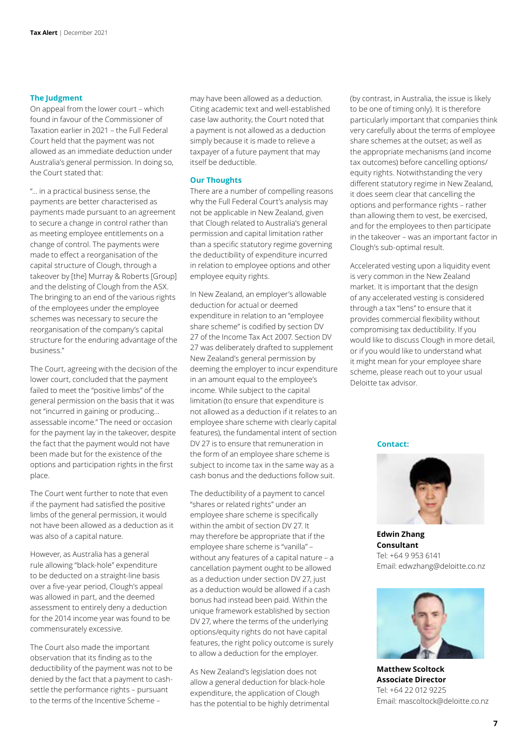### The Judgment

On appeal from the lower court – which found in favour of the Commissioner of Taxation earlier in 2021 – the Full Federal Court held that the payment was not allowed as an immediate deduction under Australia's general permission. In doing so, the Court stated that:

"... in a practical business sense, the payments are better characterised as payments made pursuant to an agreement to secure a change in control rather than as meeting employee entitlements on a change of control. The payments were made to effect a reorganisation of the capital structure of Clough, through a takeover by [the] Murray & Roberts [Group] and the delisting of Clough from the ASX. The bringing to an end of the various rights of the employees under the employee schemes was necessary to secure the reorganisation of the company's capital structure for the enduring advantage of the business."

The Court, agreeing with the decision of the lower court, concluded that the payment failed to meet the "positive limbs" of the general permission on the basis that it was not "incurred in gaining or producing… assessable income." The need or occasion for the payment lay in the takeover, despite the fact that the payment would not have been made but for the existence of the options and participation rights in the first place.

The Court went further to note that even if the payment had satisfied the positive limbs of the general permission, it would not have been allowed as a deduction as it was also of a capital nature.

However, as Australia has a general rule allowing "black-hole" expenditure to be deducted on a straight-line basis over a five-year period, Clough's appeal was allowed in part, and the deemed assessment to entirely deny a deduction for the 2014 income year was found to be commensurately excessive.

The Court also made the important observation that its finding as to the deductibility of the payment was not to be denied by the fact that a payment to cash-settle the performance rights – pursuant to the terms of the Incentive Scheme – may have been allowed as a deduction. Citing academic text and well-established case law authority, the Court noted that a payment is not allowed as a deduction simply because it is made to relieve a taxpayer of a future payment that may itself be deductible.

### Our Thoughts

There are a number of compelling reasons why the Full Federal Court's analysis may not be applicable in New Zealand, given that Clough related to Australia's general permission and capital limitation rather than a specific statutory regime governing the deductibility of expenditure incurred in relation to employee options and other employee equity rights.

In New Zealand, an employer's allowable deduction for actual or deemed expenditure in relation to an "employee share scheme" is codified by section DV 27 of the Income Tax Act 2007. Section DV 27 was deliberately drafted to supplement New Zealand's general permission by deeming the employer to incur expenditure in an amount equal to the employee's income. While subject to the capital limitation (to ensure that expenditure is not allowed as a deduction if it relates to an employee share scheme with clearly capital features), the fundamental intent of section DV 27 is to ensure that remuneration in the form of an employee share scheme is subject to income tax in the same way as a cash bonus and the deductions follow suit.

The deductibility of a payment to cancel "shares or related rights" under an employee share scheme is specifically within the ambit of section DV 27. It may therefore be appropriate that if the employee share scheme is "vanilla" – without any features of a capital nature – a cancellation payment ought to be allowed as a deduction under section DV 27, just as a deduction would be allowed if a cash bonus had instead been paid. Within the unique framework established by section DV 27, where the terms of the underlying options/equity rights do not have capital features, the right policy outcome is surely to allow a deduction for the employer.

As New Zealand's legislation does not allow a general deduction for black-hole expenditure, the application of Clough has the potential to be highly detrimental (by contrast, in Australia, the issue is likely to be one of timing only). It is therefore particularly important that companies think very carefully about the terms of employee share schemes at the outset; as well as the appropriate mechanisms (and income tax outcomes) before cancelling options/equity rights. Notwithstanding the very different statutory regime in New Zealand, it does seem clear that cancelling the options and performance rights – rather than allowing them to vest, be exercised, and for the employees to then participate in the takeover – was an important factor in Clough's sub-optimal result.

Accelerated vesting upon a liquidity event is very common in the New Zealand market. It is important that the design of any accelerated vesting is considered through a tax "lens" to ensure that it provides commercial flexibility without compromising tax deductibility. If you would like to discuss Clough in more detail, or if you would like to understand what it might mean for your employee share scheme, please reach out to your usual Deloitte tax advisor.

**Contact:**

**Edwin Zhang**
**Consultant**
Tel: +64 9 953 6141
Email: edwzhang@deloitte.co.nz

**Matthew Scoltock**
**Associate Director**
Tel: +64 22 012 9225
Email: mascoltock@deloitte.co.nz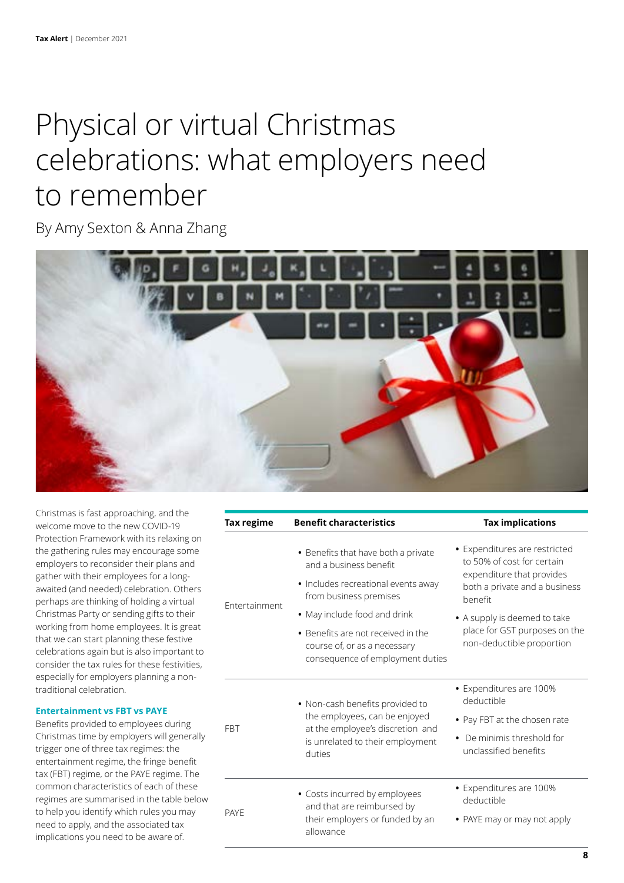# Physical or virtual Christmas celebrations: what employers need to remember

By Amy Sexton & Anna Zhang

Christmas is fast approaching, and the welcome move to the new COVID-19 Protection Framework with its relaxing on the gathering rules may encourage some employers to reconsider their plans and gather with their employees for a long-awaited (and needed) celebration. Others perhaps are thinking of holding a virtual Christmas Party or sending gifts to their working from home employees. It is great that we can start planning these festive celebrations again but is also important to consider the tax rules for these festivities, especially for employers planning a non-traditional celebration.

### Entertainment vs FBT vs PAYE

Benefits provided to employees during Christmas time by employers will generally trigger one of three tax regimes: the entertainment regime, the fringe benefit tax (FBT) regime, or the PAYE regime. The common characteristics of each of these regimes are summarised in the table below to help you identify which rules you may need to apply, and the associated tax implications you need to be aware of.

| Tax regime | Benefit characteristics | Tax implications |
|---|---|---|
| Entertainment | • Benefits that have both a private and a business benefit<br>• Includes recreational events away from business premises<br>• May include food and drink<br>• Benefits are not received in the course of, or as a necessary consequence of employment duties | • Expenditures are restricted to 50% of cost for certain expenditure that provides both a private and a business benefit<br>• A supply is deemed to take place for GST purposes on the non-deductible proportion |
| FBT | • Non-cash benefits provided to the employees, can be enjoyed at the employee's discretion and is unrelated to their employment duties | • Expenditures are 100% deductible<br>• Pay FBT at the chosen rate<br>• De minimis threshold for unclassified benefits |
| PAYE | • Costs incurred by employees and that are reimbursed by their employers or funded by an allowance | • Expenditures are 100% deductible<br>• PAYE may or may not apply |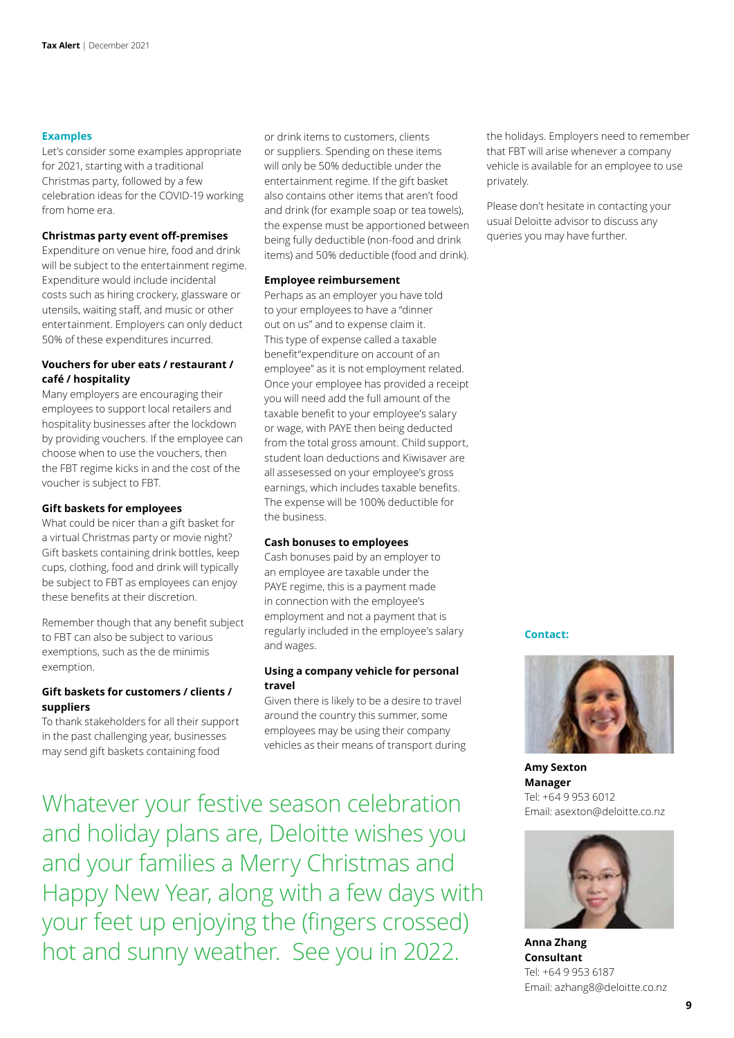### Examples

Let's consider some examples appropriate for 2021, starting with a traditional Christmas party, followed by a few celebration ideas for the COVID-19 working from home era.

**Christmas party event off-premises**

Expenditure on venue hire, food and drink will be subject to the entertainment regime. Expenditure would include incidental costs such as hiring crockery, glassware or utensils, waiting staff, and music or other entertainment. Employers can only deduct 50% of these expenditures incurred.

**Vouchers for uber eats / restaurant / café / hospitality**

Many employers are encouraging their employees to support local retailers and hospitality businesses after the lockdown by providing vouchers. If the employee can choose when to use the vouchers, then the FBT regime kicks in and the cost of the voucher is subject to FBT.

**Gift baskets for employees**

What could be nicer than a gift basket for a virtual Christmas party or movie night? Gift baskets containing drink bottles, keep cups, clothing, food and drink will typically be subject to FBT as employees can enjoy these benefits at their discretion.

Remember though that any benefit subject to FBT can also be subject to various exemptions, such as the de minimis exemption.

**Gift baskets for customers / clients / suppliers**

To thank stakeholders for all their support in the past challenging year, businesses may send gift baskets containing food or drink items to customers, clients or suppliers. Spending on these items will only be 50% deductible under the entertainment regime. If the gift basket also contains other items that aren't food and drink (for example soap or tea towels), the expense must be apportioned between being fully deductible (non-food and drink items) and 50% deductible (food and drink).

**Employee reimbursement**

Perhaps as an employer you have told to your employees to have a "dinner out on us" and to expense claim it. This type of expense called a taxable benefit"expenditure on account of an employee" as it is not employment related. Once your employee has provided a receipt you will need add the full amount of the taxable benefit to your employee's salary or wage, with PAYE then being deducted from the total gross amount. Child support, student loan deductions and Kiwisaver are all assesessed on your employee's gross earnings, which includes taxable benefits. The expense will be 100% deductible for the business.

**Cash bonuses to employees**

Cash bonuses paid by an employer to an employee are taxable under the PAYE regime, this is a payment made in connection with the employee's employment and not a payment that is regularly included in the employee's salary and wages.

**Using a company vehicle for personal travel**

Given there is likely to be a desire to travel around the country this summer, some employees may be using their company vehicles as their means of transport during the holidays. Employers need to remember that FBT will arise whenever a company vehicle is available for an employee to use privately.

Please don't hesitate in contacting your usual Deloitte advisor to discuss any queries you may have further.

Whatever your festive season celebration and holiday plans are, Deloitte wishes you and your families a Merry Christmas and Happy New Year, along with a few days with your feet up enjoying the (fingers crossed) hot and sunny weather. See you in 2022.

**Contact:**

**Amy Sexton**
**Manager**
Tel: +64 9 953 6012
Email: asexton@deloitte.co.nz

**Anna Zhang**
**Consultant**
Tel: +64 9 953 6187
Email: azhang8@deloitte.co.nz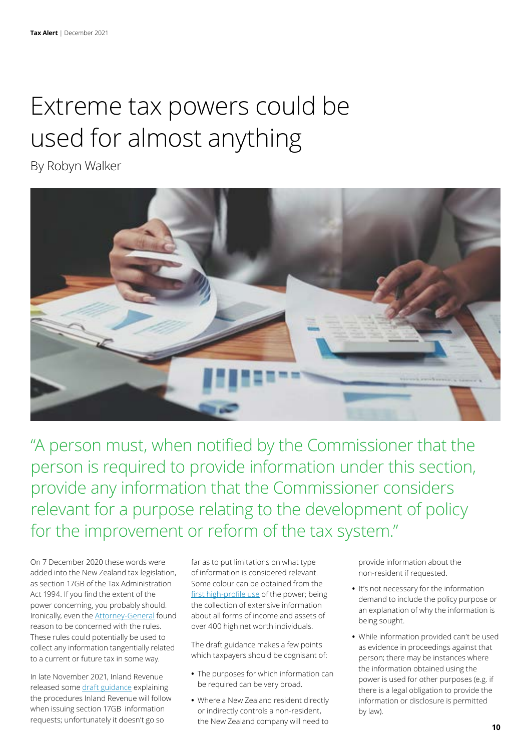# Extreme tax powers could be used for almost anything

By Robyn Walker

"A person must, when notified by the Commissioner that the person is required to provide information under this section, provide any information that the Commissioner considers relevant for a purpose relating to the development of policy for the improvement or reform of the tax system."

On 7 December 2020 these words were added into the New Zealand tax legislation, as section 17GB of the Tax Administration Act 1994. If you find the extent of the power concerning, you probably should. Ironically, even the Attorney-General found reason to be concerned with the rules. These rules could potentially be used to collect any information tangentially related to a current or future tax in some way.

In late November 2021, Inland Revenue released some draft guidance explaining the procedures Inland Revenue will follow when issuing section 17GB information requests; unfortunately it doesn't go so far as to put limitations on what type of information is considered relevant. Some colour can be obtained from the first high-profile use of the power; being the collection of extensive information about all forms of income and assets of over 400 high net worth individuals.

The draft guidance makes a few points which taxpayers should be cognisant of:

- The purposes for which information can be required can be very broad.
- Where a New Zealand resident directly or indirectly controls a non-resident, the New Zealand company will need to provide information about the non-resident if requested.
- It's not necessary for the information demand to include the policy purpose or an explanation of why the information is being sought.
- While information provided can't be used as evidence in proceedings against that person; there may be instances where the information obtained using the power is used for other purposes (e.g. if there is a legal obligation to provide the information or disclosure is permitted by law).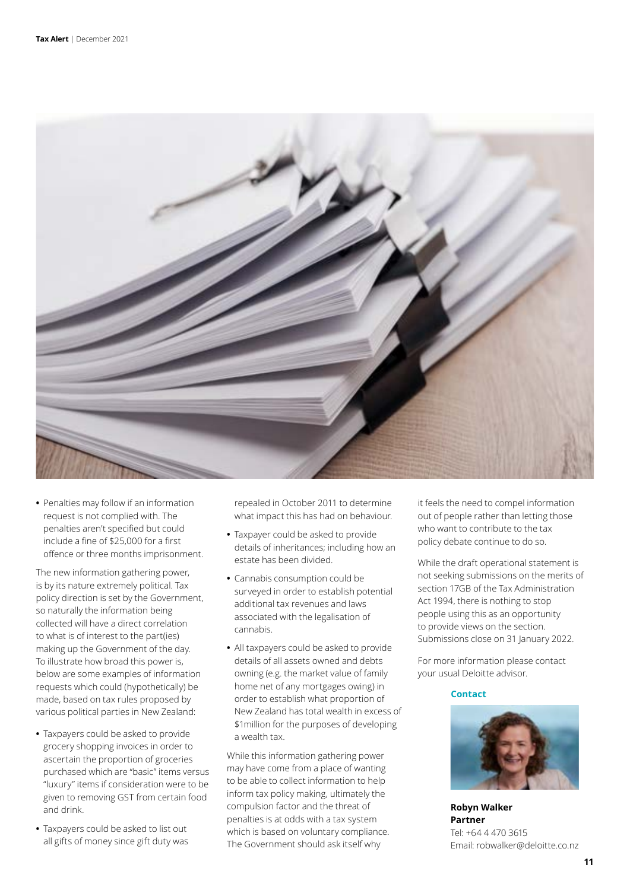- Penalties may follow if an information request is not complied with. The penalties aren't specified but could include a fine of $25,000 for a first offence or three months imprisonment.

The new information gathering power, is by its nature extremely political. Tax policy direction is set by the Government, so naturally the information being collected will have a direct correlation to what is of interest to the part(ies) making up the Government of the day. To illustrate how broad this power is, below are some examples of information requests which could (hypothetically) be made, based on tax rules proposed by various political parties in New Zealand:

- Taxpayers could be asked to provide grocery shopping invoices in order to ascertain the proportion of groceries purchased which are "basic" items versus "luxury" items if consideration were to be given to removing GST from certain food and drink.
- Taxpayers could be asked to list out all gifts of money since gift duty was repealed in October 2011 to determine what impact this has had on behaviour.
- Taxpayer could be asked to provide details of inheritances; including how an estate has been divided.
- Cannabis consumption could be surveyed in order to establish potential additional tax revenues and laws associated with the legalisation of cannabis.
- All taxpayers could be asked to provide details of all assets owned and debts owning (e.g. the market value of family home net of any mortgages owing) in order to establish what proportion of New Zealand has total wealth in excess of $1million for the purposes of developing a wealth tax.

While this information gathering power may have come from a place of wanting to be able to collect information to help inform tax policy making, ultimately the compulsion factor and the threat of penalties is at odds with a tax system which is based on voluntary compliance. The Government should ask itself why it feels the need to compel information out of people rather than letting those who want to contribute to the tax policy debate continue to do so.

While the draft operational statement is not seeking submissions on the merits of section 17GB of the Tax Administration Act 1994, there is nothing to stop people using this as an opportunity to provide views on the section. Submissions close on 31 January 2022.

For more information please contact your usual Deloitte advisor.

**Contact**

**Robyn Walker**
**Partner**
Tel: +64 4 470 3615
Email: robwalker@deloitte.co.nz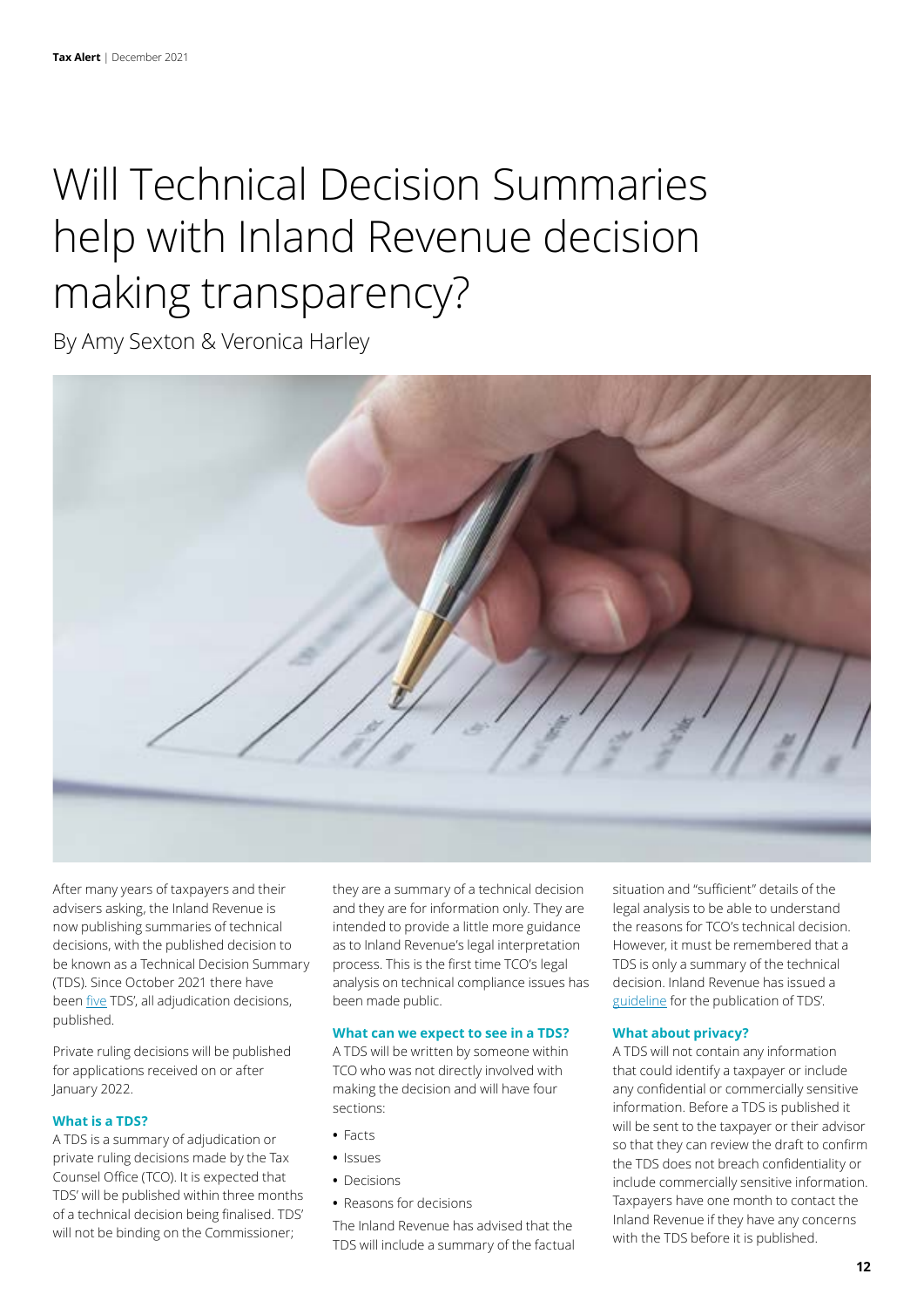# Will Technical Decision Summaries help with Inland Revenue decision making transparency?

By Amy Sexton & Veronica Harley

After many years of taxpayers and their advisers asking, the Inland Revenue is now publishing summaries of technical decisions, with the published decision to be known as a Technical Decision Summary (TDS). Since October 2021 there have been five TDS', all adjudication decisions, published.

Private ruling decisions will be published for applications received on or after January 2022.

### What is a TDS?

A TDS is a summary of adjudication or private ruling decisions made by the Tax Counsel Office (TCO). It is expected that TDS' will be published within three months of a technical decision being finalised. TDS' will not be binding on the Commissioner; they are a summary of a technical decision and they are for information only. They are intended to provide a little more guidance as to Inland Revenue's legal interpretation process. This is the first time TCO's legal analysis on technical compliance issues has been made public.

### What can we expect to see in a TDS?

A TDS will be written by someone within TCO who was not directly involved with making the decision and will have four sections:

- Facts
- Issues
- Decisions
- Reasons for decisions

The Inland Revenue has advised that the TDS will include a summary of the factual situation and "sufficient" details of the legal analysis to be able to understand the reasons for TCO's technical decision. However, it must be remembered that a TDS is only a summary of the technical decision. Inland Revenue has issued a guideline for the publication of TDS'.

### What about privacy?

A TDS will not contain any information that could identify a taxpayer or include any confidential or commercially sensitive information. Before a TDS is published it will be sent to the taxpayer or their advisor so that they can review the draft to confirm the TDS does not breach confidentiality or include commercially sensitive information. Taxpayers have one month to contact the Inland Revenue if they have any concerns with the TDS before it is published.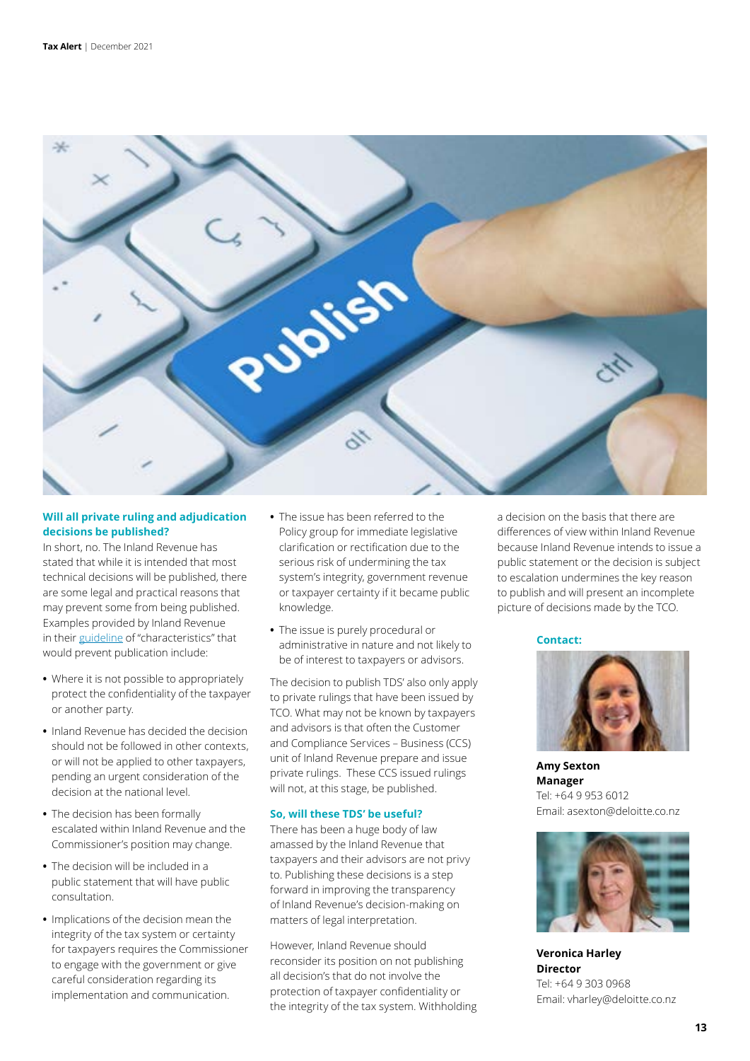### Will all private ruling and adjudication decisions be published?

In short, no. The Inland Revenue has stated that while it is intended that most technical decisions will be published, there are some legal and practical reasons that may prevent some from being published. Examples provided by Inland Revenue in their guideline of "characteristics" that would prevent publication include:

- Where it is not possible to appropriately protect the confidentiality of the taxpayer or another party.
- Inland Revenue has decided the decision should not be followed in other contexts, or will not be applied to other taxpayers, pending an urgent consideration of the decision at the national level.
- The decision has been formally escalated within Inland Revenue and the Commissioner's position may change.
- The decision will be included in a public statement that will have public consultation.
- Implications of the decision mean the integrity of the tax system or certainty for taxpayers requires the Commissioner to engage with the government or give careful consideration regarding its implementation and communication.
- The issue has been referred to the Policy group for immediate legislative clarification or rectification due to the serious risk of undermining the tax system's integrity, government revenue or taxpayer certainty if it became public knowledge.
- The issue is purely procedural or administrative in nature and not likely to be of interest to taxpayers or advisors.

The decision to publish TDS' also only apply to private rulings that have been issued by TCO. What may not be known by taxpayers and advisors is that often the Customer and Compliance Services – Business (CCS) unit of Inland Revenue prepare and issue private rulings. These CCS issued rulings will not, at this stage, be published.

### So, will these TDS' be useful?

There has been a huge body of law amassed by the Inland Revenue that taxpayers and their advisors are not privy to. Publishing these decisions is a step forward in improving the transparency of Inland Revenue's decision-making on matters of legal interpretation.

However, Inland Revenue should reconsider its position on not publishing all decision's that do not involve the protection of taxpayer confidentiality or the integrity of the tax system. Withholding a decision on the basis that there are differences of view within Inland Revenue because Inland Revenue intends to issue a public statement or the decision is subject to escalation undermines the key reason to publish and will present an incomplete picture of decisions made by the TCO.

**Contact:**

**Amy Sexton**
**Manager**
Tel: +64 9 953 6012
Email: asexton@deloitte.co.nz

**Veronica Harley**
**Director**
Tel: +64 9 303 0968
Email: vharley@deloitte.co.nz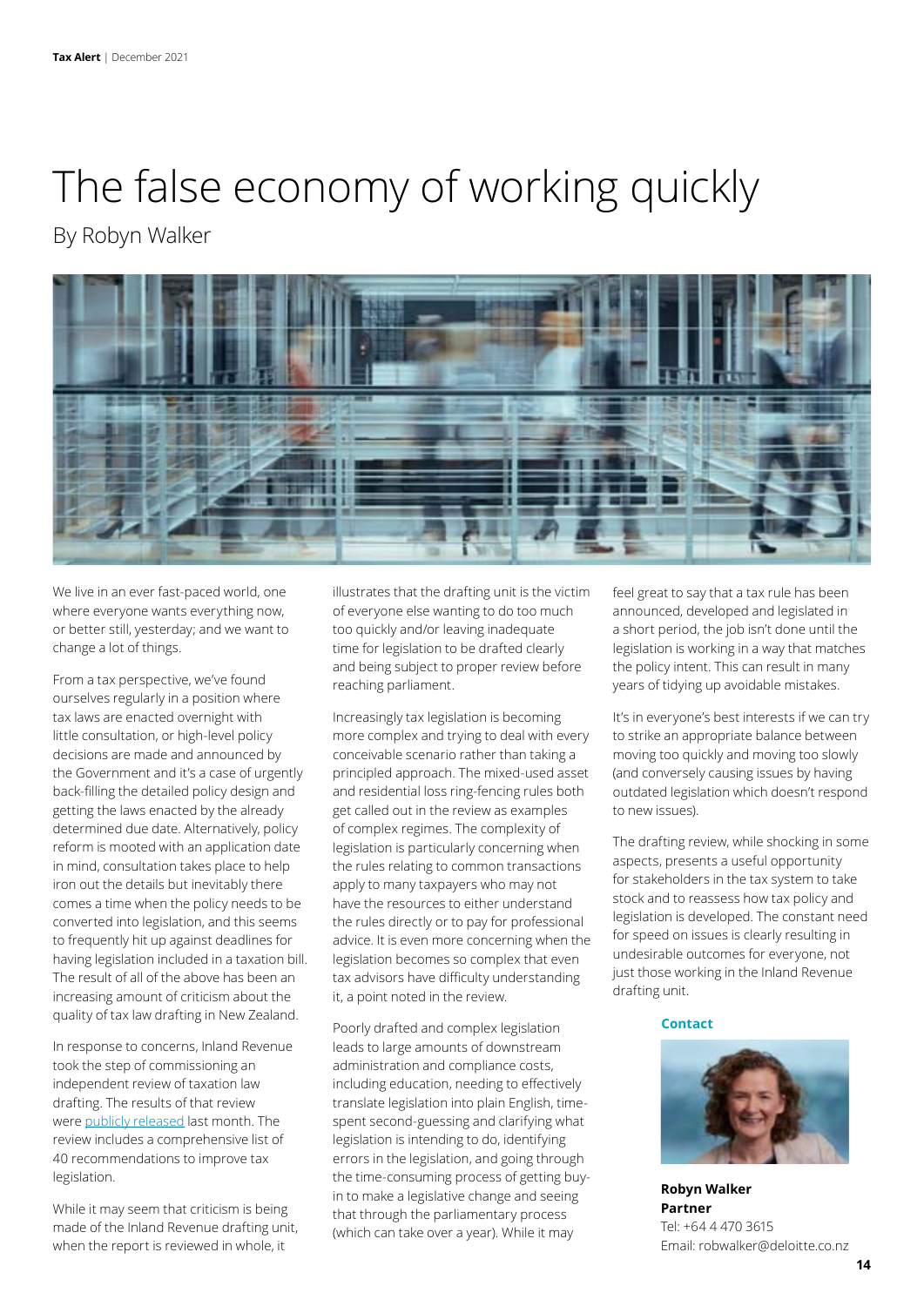# The false economy of working quickly

By Robyn Walker

We live in an ever fast-paced world, one where everyone wants everything now, or better still, yesterday; and we want to change a lot of things.

From a tax perspective, we've found ourselves regularly in a position where tax laws are enacted overnight with little consultation, or high-level policy decisions are made and announced by the Government and it's a case of urgently back-filling the detailed policy design and getting the laws enacted by the already determined due date. Alternatively, policy reform is mooted with an application date in mind, consultation takes place to help iron out the details but inevitably there comes a time when the policy needs to be converted into legislation, and this seems to frequently hit up against deadlines for having legislation included in a taxation bill. The result of all of the above has been an increasing amount of criticism about the quality of tax law drafting in New Zealand.

In response to concerns, Inland Revenue took the step of commissioning an independent review of taxation law drafting. The results of that review were publicly released last month. The review includes a comprehensive list of 40 recommendations to improve tax legislation.

While it may seem that criticism is being made of the Inland Revenue drafting unit, when the report is reviewed in whole, it illustrates that the drafting unit is the victim of everyone else wanting to do too much too quickly and/or leaving inadequate time for legislation to be drafted clearly and being subject to proper review before reaching parliament.

Increasingly tax legislation is becoming more complex and trying to deal with every conceivable scenario rather than taking a principled approach. The mixed-used asset and residential loss ring-fencing rules both get called out in the review as examples of complex regimes. The complexity of legislation is particularly concerning when the rules relating to common transactions apply to many taxpayers who may not have the resources to either understand the rules directly or to pay for professional advice. It is even more concerning when the legislation becomes so complex that even tax advisors have difficulty understanding it, a point noted in the review.

Poorly drafted and complex legislation leads to large amounts of downstream administration and compliance costs, including education, needing to effectively translate legislation into plain English, time-spent second-guessing and clarifying what legislation is intending to do, identifying errors in the legislation, and going through the time-consuming process of getting buy-in to make a legislative change and seeing that through the parliamentary process (which can take over a year). While it may feel great to say that a tax rule has been announced, developed and legislated in a short period, the job isn't done until the legislation is working in a way that matches the policy intent. This can result in many years of tidying up avoidable mistakes.

It's in everyone's best interests if we can try to strike an appropriate balance between moving too quickly and moving too slowly (and conversely causing issues by having outdated legislation which doesn't respond to new issues).

The drafting review, while shocking in some aspects, presents a useful opportunity for stakeholders in the tax system to take stock and to reassess how tax policy and legislation is developed. The constant need for speed on issues is clearly resulting in undesirable outcomes for everyone, not just those working in the Inland Revenue drafting unit.

**Contact**

**Robyn Walker**
**Partner**
Tel: +64 4 470 3615
Email: robwalker@deloitte.co.nz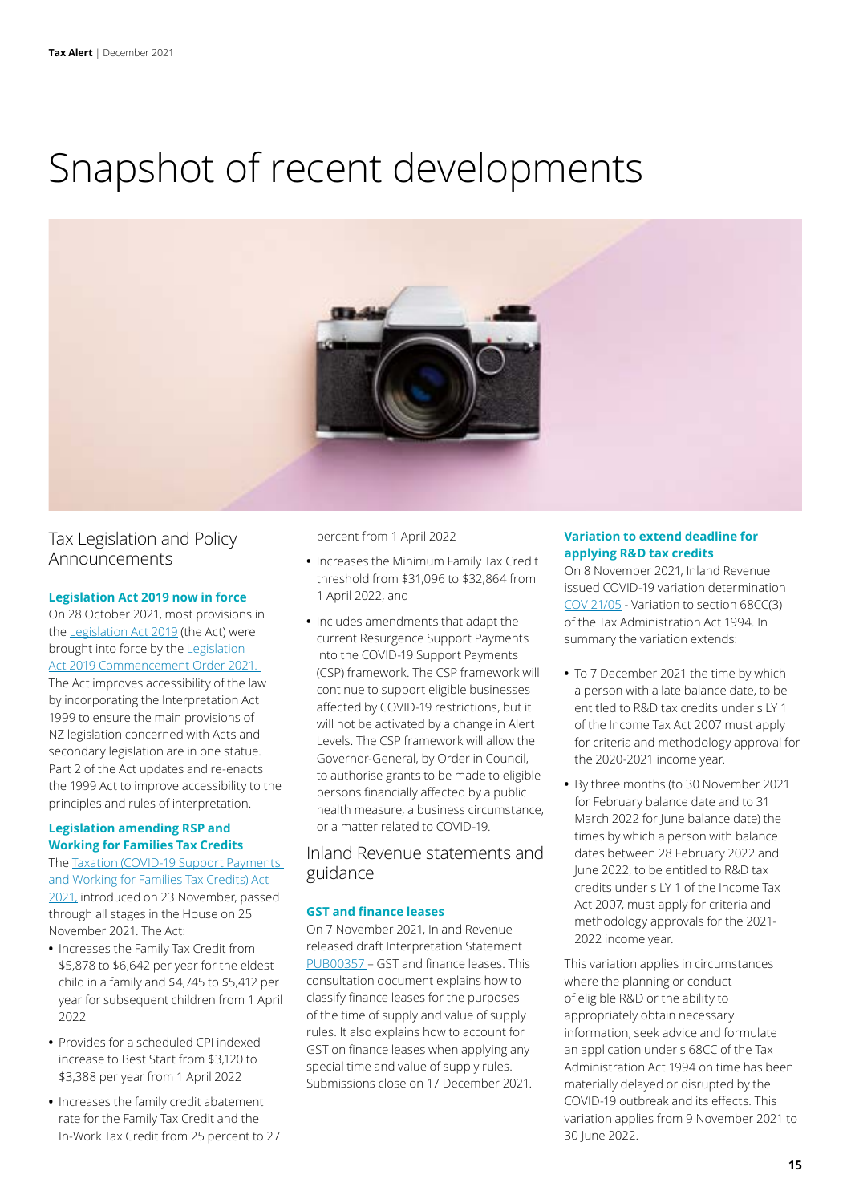# Snapshot of recent developments

## Tax Legislation and Policy Announcements

### Legislation Act 2019 now in force

On 28 October 2021, most provisions in the Legislation Act 2019 (the Act) were brought into force by the Legislation Act 2019 Commencement Order 2021. The Act improves accessibility of the law by incorporating the Interpretation Act 1999 to ensure the main provisions of NZ legislation concerned with Acts and secondary legislation are in one statue. Part 2 of the Act updates and re-enacts the 1999 Act to improve accessibility to the principles and rules of interpretation.

### Legislation amending RSP and Working for Families Tax Credits

The Taxation (COVID-19 Support Payments and Working for Families Tax Credits) Act 2021, introduced on 23 November, passed through all stages in the House on 25 November 2021. The Act:

- Increases the Family Tax Credit from $5,878 to $6,642 per year for the eldest child in a family and $4,745 to $5,412 per year for subsequent children from 1 April 2022
- Provides for a scheduled CPI indexed increase to Best Start from $3,120 to $3,388 per year from 1 April 2022
- Increases the family credit abatement rate for the Family Tax Credit and the In-Work Tax Credit from 25 percent to 27 percent from 1 April 2022
- Increases the Minimum Family Tax Credit threshold from $31,096 to $32,864 from 1 April 2022, and
- Includes amendments that adapt the current Resurgence Support Payments into the COVID-19 Support Payments (CSP) framework. The CSP framework will continue to support eligible businesses affected by COVID-19 restrictions, but it will not be activated by a change in Alert Levels. The CSP framework will allow the Governor-General, by Order in Council, to authorise grants to be made to eligible persons financially affected by a public health measure, a business circumstance, or a matter related to COVID-19.

## Inland Revenue statements and guidance

### GST and finance leases

On 7 November 2021, Inland Revenue released draft Interpretation Statement PUB00357 – GST and finance leases. This consultation document explains how to classify finance leases for the purposes of the time of supply and value of supply rules. It also explains how to account for GST on finance leases when applying any special time and value of supply rules. Submissions close on 17 December 2021.

### Variation to extend deadline for applying R&D tax credits

On 8 November 2021, Inland Revenue issued COVID-19 variation determination COV 21/05 - Variation to section 68CC(3) of the Tax Administration Act 1994. In summary the variation extends:

- To 7 December 2021 the time by which a person with a late balance date, to be entitled to R&D tax credits under s LY 1 of the Income Tax Act 2007 must apply for criteria and methodology approval for the 2020-2021 income year.
- By three months (to 30 November 2021 for February balance date and to 31 March 2022 for June balance date) the times by which a person with balance dates between 28 February 2022 and June 2022, to be entitled to R&D tax credits under s LY 1 of the Income Tax Act 2007, must apply for criteria and methodology approvals for the 2021-2022 income year.

This variation applies in circumstances where the planning or conduct of eligible R&D or the ability to appropriately obtain necessary information, seek advice and formulate an application under s 68CC of the Tax Administration Act 1994 on time has been materially delayed or disrupted by the COVID-19 outbreak and its effects. This variation applies from 9 November 2021 to 30 June 2022.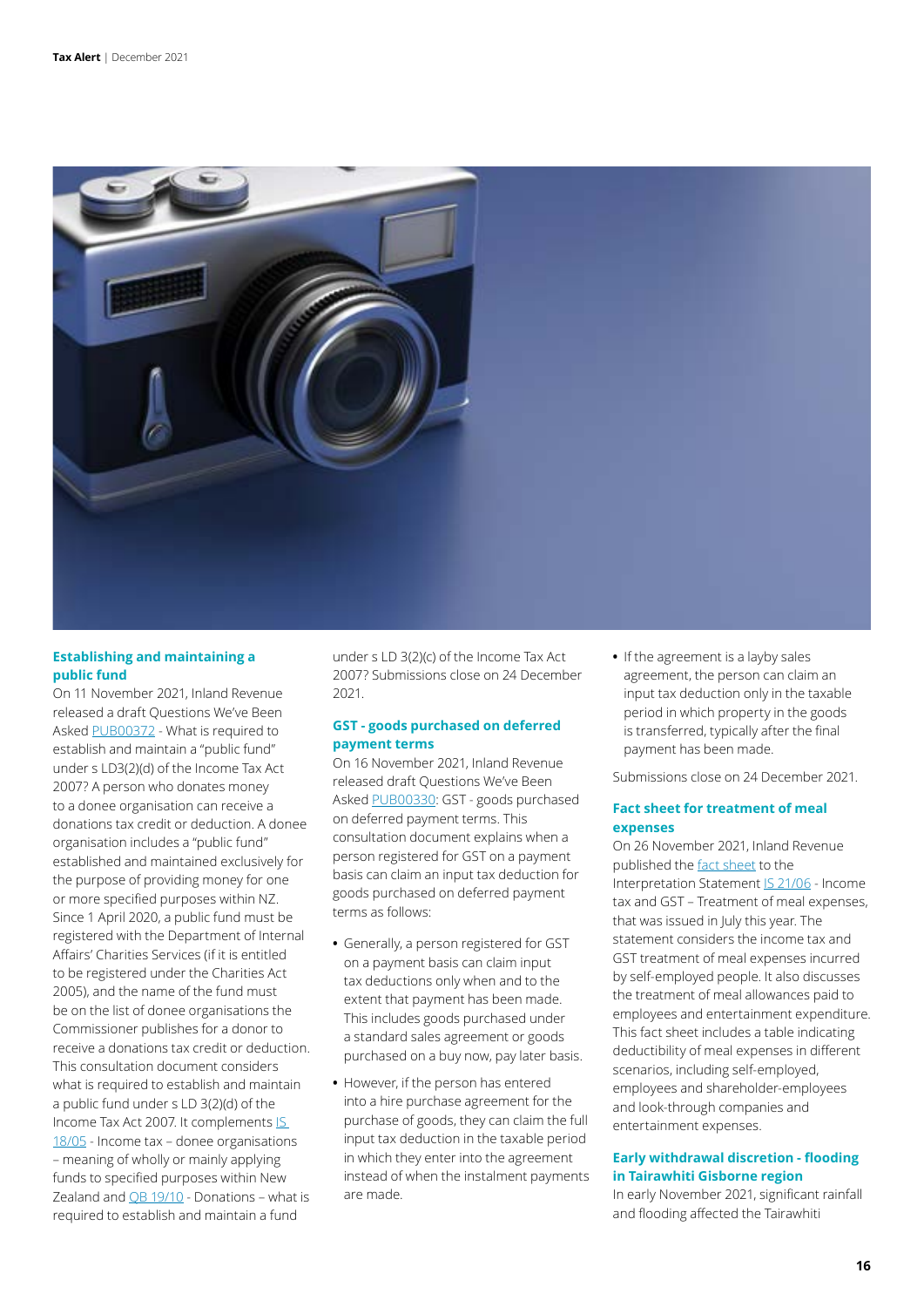## Establishing and maintaining a public fund

On 11 November 2021, Inland Revenue released a draft Questions We've Been Asked PUB00372 - What is required to establish and maintain a "public fund" under s LD3(2)(d) of the Income Tax Act 2007? A person who donates money to a donee organisation can receive a donations tax credit or deduction. A donee organisation includes a "public fund" established and maintained exclusively for the purpose of providing money for one or more specified purposes within NZ. Since 1 April 2020, a public fund must be registered with the Department of Internal Affairs' Charities Services (if it is entitled to be registered under the Charities Act 2005), and the name of the fund must be on the list of donee organisations the Commissioner publishes for a donor to receive a donations tax credit or deduction. This consultation document considers what is required to establish and maintain a public fund under s LD 3(2)(d) of the Income Tax Act 2007. It complements IS 18/05 - Income tax – donee organisations – meaning of wholly or mainly applying funds to specified purposes within New Zealand and QB 19/10 - Donations – what is required to establish and maintain a fund under s LD 3(2)(c) of the Income Tax Act 2007? Submissions close on 24 December 2021.

## GST - goods purchased on deferred payment terms

On 16 November 2021, Inland Revenue released draft Questions We've Been Asked PUB00330: GST - goods purchased on deferred payment terms. This consultation document explains when a person registered for GST on a payment basis can claim an input tax deduction for goods purchased on deferred payment terms as follows:

- Generally, a person registered for GST on a payment basis can claim input tax deductions only when and to the extent that payment has been made. This includes goods purchased under a standard sales agreement or goods purchased on a buy now, pay later basis.
- However, if the person has entered into a hire purchase agreement for the purchase of goods, they can claim the full input tax deduction in the taxable period in which they enter into the agreement instead of when the instalment payments are made.
- If the agreement is a layby sales agreement, the person can claim an input tax deduction only in the taxable period in which property in the goods is transferred, typically after the final payment has been made.

Submissions close on 24 December 2021.

## Fact sheet for treatment of meal expenses

On 26 November 2021, Inland Revenue published the fact sheet to the Interpretation Statement IS 21/06 - Income tax and GST – Treatment of meal expenses, that was issued in July this year. The statement considers the income tax and GST treatment of meal expenses incurred by self-employed people. It also discusses the treatment of meal allowances paid to employees and entertainment expenditure. This fact sheet includes a table indicating deductibility of meal expenses in different scenarios, including self-employed, employees and shareholder-employees and look-through companies and entertainment expenses.

## Early withdrawal discretion - flooding in Tairawhiti Gisborne region

In early November 2021, significant rainfall and flooding affected the Tairawhiti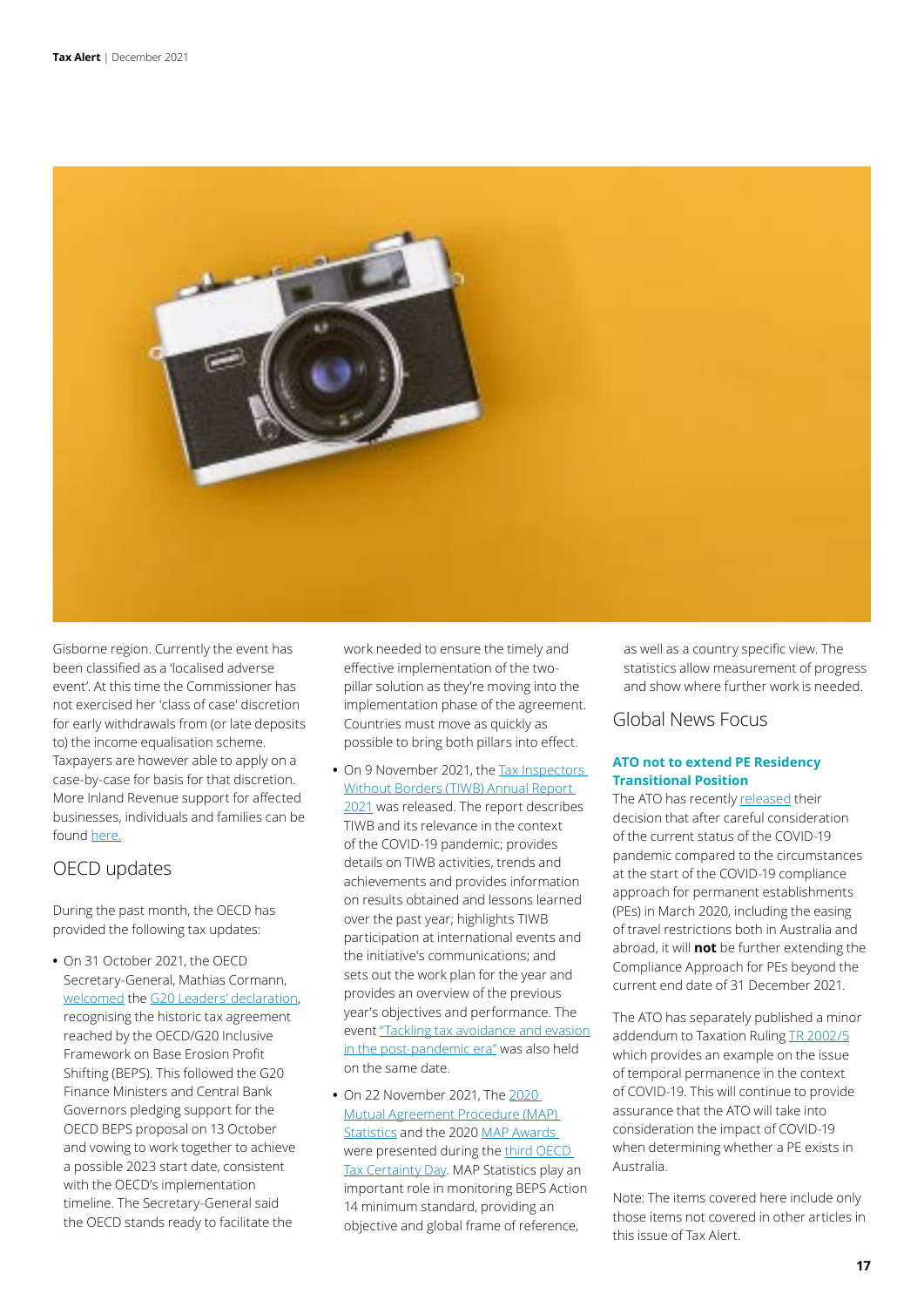Gisborne region. Currently the event has been classified as a 'localised adverse event'. At this time the Commissioner has not exercised her 'class of case' discretion for early withdrawals from (or late deposits to) the income equalisation scheme. Taxpayers are however able to apply on a case-by-case for basis for that discretion. More Inland Revenue support for affected businesses, individuals and families can be found here.

## OECD updates

During the past month, the OECD has provided the following tax updates:

- On 31 October 2021, the OECD Secretary-General, Mathias Cormann, welcomed the G20 Leaders' declaration, recognising the historic tax agreement reached by the OECD/G20 Inclusive Framework on Base Erosion Profit Shifting (BEPS). This followed the G20 Finance Ministers and Central Bank Governors pledging support for the OECD BEPS proposal on 13 October and vowing to work together to achieve a possible 2023 start date, consistent with the OECD's implementation timeline. The Secretary-General said the OECD stands ready to facilitate the work needed to ensure the timely and effective implementation of the two-pillar solution as they're moving into the implementation phase of the agreement. Countries must move as quickly as possible to bring both pillars into effect.
- On 9 November 2021, the Tax Inspectors Without Borders (TIWB) Annual Report 2021 was released. The report describes TIWB and its relevance in the context of the COVID-19 pandemic; provides details on TIWB activities, trends and achievements and provides information on results obtained and lessons learned over the past year; highlights TIWB participation at international events and the initiative's communications; and sets out the work plan for the year and provides an overview of the previous year's objectives and performance. The event "Tackling tax avoidance and evasion in the post-pandemic era" was also held on the same date.
- On 22 November 2021, The 2020 Mutual Agreement Procedure (MAP) Statistics and the 2020 MAP Awards were presented during the third OECD Tax Certainty Day. MAP Statistics play an important role in monitoring BEPS Action 14 minimum standard, providing an objective and global frame of reference, as well as a country specific view. The statistics allow measurement of progress and show where further work is needed.

## Global News Focus

### ATO not to extend PE Residency Transitional Position

The ATO has recently released their decision that after careful consideration of the current status of the COVID-19 pandemic compared to the circumstances at the start of the COVID-19 compliance approach for permanent establishments (PEs) in March 2020, including the easing of travel restrictions both in Australia and abroad, it will **not** be further extending the Compliance Approach for PEs beyond the current end date of 31 December 2021.

The ATO has separately published a minor addendum to Taxation Ruling TR 2002/5 which provides an example on the issue of temporal permanence in the context of COVID-19. This will continue to provide assurance that the ATO will take into consideration the impact of COVID-19 when determining whether a PE exists in Australia.

Note: The items covered here include only those items not covered in other articles in this issue of Tax Alert.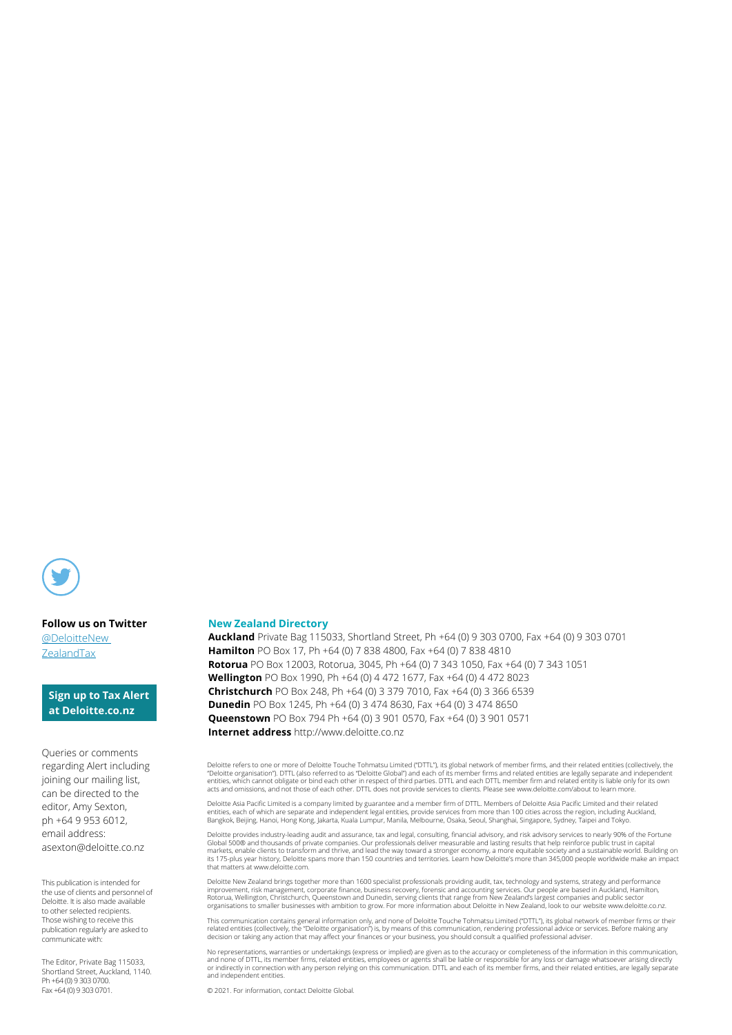**Follow us on Twitter**
@DeloitteNew ZealandTax

**Sign up to Tax Alert at Deloitte.co.nz**

Queries or comments regarding Alert including joining our mailing list, can be directed to the editor, Amy Sexton, ph +64 9 953 6012, email address: asexton@deloitte.co.nz

This publication is intended for the use of clients and personnel of Deloitte. It is also made available to other selected recipients. Those wishing to receive this publication regularly are asked to communicate with:

The Editor, Private Bag 115033, Shortland Street, Auckland, 1140. Ph +64 (0) 9 303 0700. Fax +64 (0) 9 303 0701.

## New Zealand Directory

**Auckland** Private Bag 115033, Shortland Street, Ph +64 (0) 9 303 0700, Fax +64 (0) 9 303 0701
**Hamilton** PO Box 17, Ph +64 (0) 7 838 4800, Fax +64 (0) 7 838 4810
**Rotorua** PO Box 12003, Rotorua, 3045, Ph +64 (0) 7 343 1050, Fax +64 (0) 7 343 1051
**Wellington** PO Box 1990, Ph +64 (0) 4 472 1677, Fax +64 (0) 4 472 8023
**Christchurch** PO Box 248, Ph +64 (0) 3 379 7010, Fax +64 (0) 3 366 6539
**Dunedin** PO Box 1245, Ph +64 (0) 3 474 8630, Fax +64 (0) 3 474 8650
**Queenstown** PO Box 794 Ph +64 (0) 3 901 0570, Fax +64 (0) 3 901 0571
**Internet address** http://www.deloitte.co.nz

Deloitte refers to one or more of Deloitte Touche Tohmatsu Limited ("DTTL"), its global network of member firms, and their related entities (collectively, the "Deloitte organisation"). DTTL (also referred to as "Deloitte Global") and each of its member firms and related entities are legally separate and independent entities, which cannot obligate or bind each other in respect of third parties. DTTL and each DTTL member firm and related entity is liable only for its own acts and omissions, and not those of each other. DTTL does not provide services to clients. Please see www.deloitte.com/about to learn more.

Deloitte Asia Pacific Limited is a company limited by guarantee and a member firm of DTTL. Members of Deloitte Asia Pacific Limited and their related entities, each of which are separate and independent legal entities, provide services from more than 100 cities across the region, including Auckland, Bangkok, Beijing, Hanoi, Hong Kong, Jakarta, Kuala Lumpur, Manila, Melbourne, Osaka, Seoul, Shanghai, Singapore, Sydney, Taipei and Tokyo.

Deloitte provides industry-leading audit and assurance, tax and legal, consulting, financial advisory, and risk advisory services to nearly 90% of the Fortune Global 500® and thousands of private companies. Our professionals deliver measurable and lasting results that help reinforce public trust in capital markets, enable clients to transform and thrive, and lead the way toward a stronger economy, a more equitable society and a sustainable world. Building on its 175-plus year history, Deloitte spans more than 150 countries and territories. Learn how Deloitte's more than 345,000 people worldwide make an impact that matters at www.deloitte.com.

Deloitte New Zealand brings together more than 1600 specialist professionals providing audit, tax, technology and systems, strategy and performance improvement, risk management, corporate finance, business recovery, forensic and accounting services. Our people are based in Auckland, Hamilton, Rotorua, Wellington, Christchurch, Queenstown and Dunedin, serving clients that range from New Zealand's largest companies and public sector organisations to smaller businesses with ambition to grow. For more information about Deloitte in New Zealand, look to our website www.deloitte.co.nz.

This communication contains general information only, and none of Deloitte Touche Tohmatsu Limited ("DTTL"), its global network of member firms or their related entities (collectively, the "Deloitte organisation") is, by means of this communication, rendering professional advice or services. Before making any decision or taking any action that may affect your finances or your business, you should consult a qualified professional adviser.

No representations, warranties or undertakings (express or implied) are given as to the accuracy or completeness of the information in this communication, and none of DTTL, its member firms, related entities, employees or agents shall be liable or responsible for any loss or damage whatsoever arising directly or indirectly in connection with any person relying on this communication. DTTL and each of its member firms, and their related entities, are legally separate and independent entities.

© 2021. For information, contact Deloitte Global.